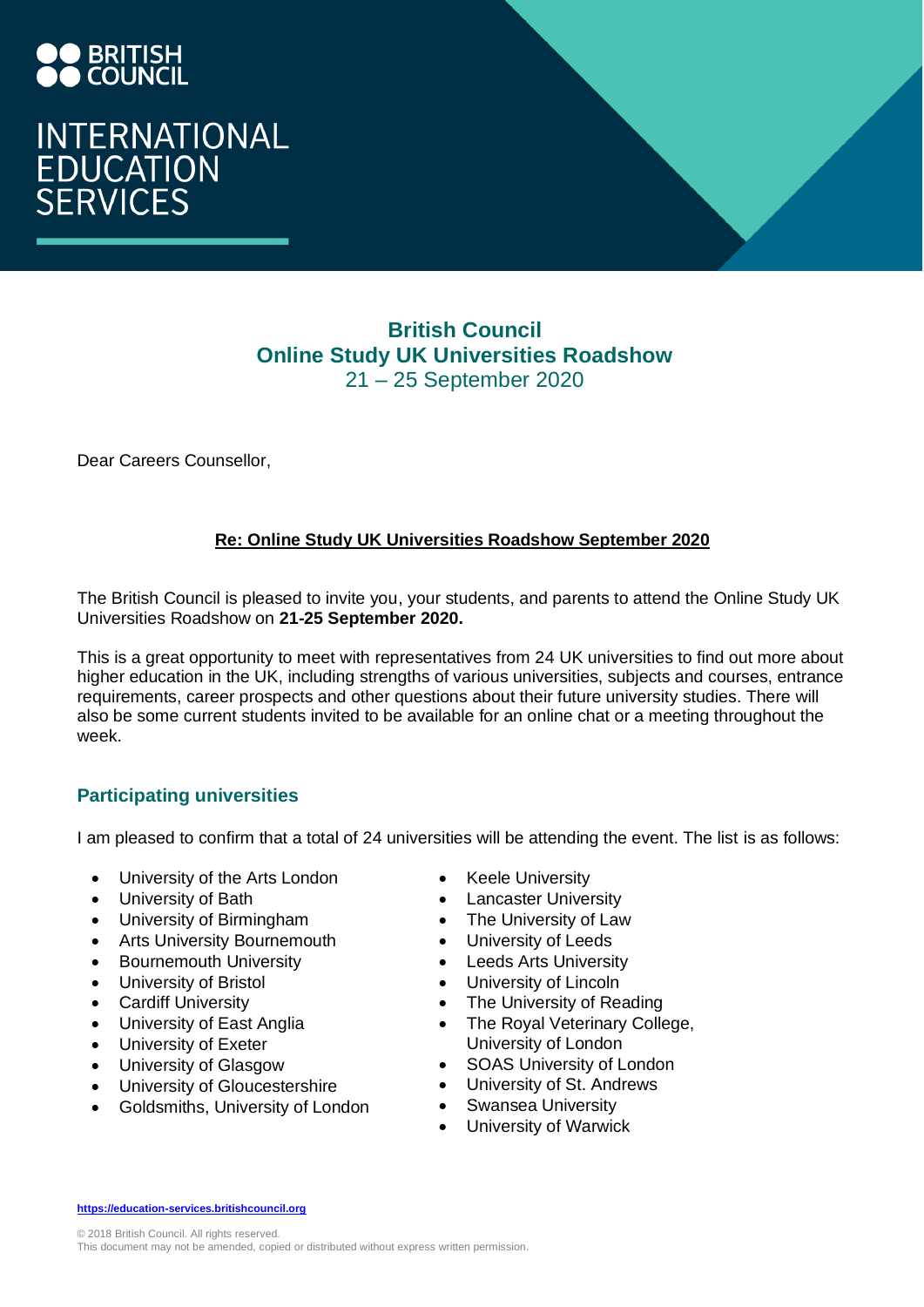BRITISH COUNCIL

INTERNATIONAL EDUCATION SERVICES

# British Council
# Online Study UK Universities Roadshow
21 – 25 September 2020

Dear Careers Counsellor,

**Re: Online Study UK Universities Roadshow September 2020**

The British Council is pleased to invite you, your students, and parents to attend the Online Study UK Universities Roadshow on **21-25 September 2020.**

This is a great opportunity to meet with representatives from 24 UK universities to find out more about higher education in the UK, including strengths of various universities, subjects and courses, entrance requirements, career prospects and other questions about their future university studies. There will also be some current students invited to be available for an online chat or a meeting throughout the week.

## Participating universities

I am pleased to confirm that a total of 24 universities will be attending the event. The list is as follows:

- University of the Arts London
- University of Bath
- University of Birmingham
- Arts University Bournemouth
- Bournemouth University
- University of Bristol
- Cardiff University
- University of East Anglia
- University of Exeter
- University of Glasgow
- University of Gloucestershire
- Goldsmiths, University of London
- Keele University
- Lancaster University
- The University of Law
- University of Leeds
- Leeds Arts University
- University of Lincoln
- The University of Reading
- The Royal Veterinary College, University of London
- SOAS University of London
- University of St. Andrews
- Swansea University
- University of Warwick

https://education-services.britishcouncil.org

© 2018 British Council. All rights reserved.
This document may not be amended, copied or distributed without express written permission.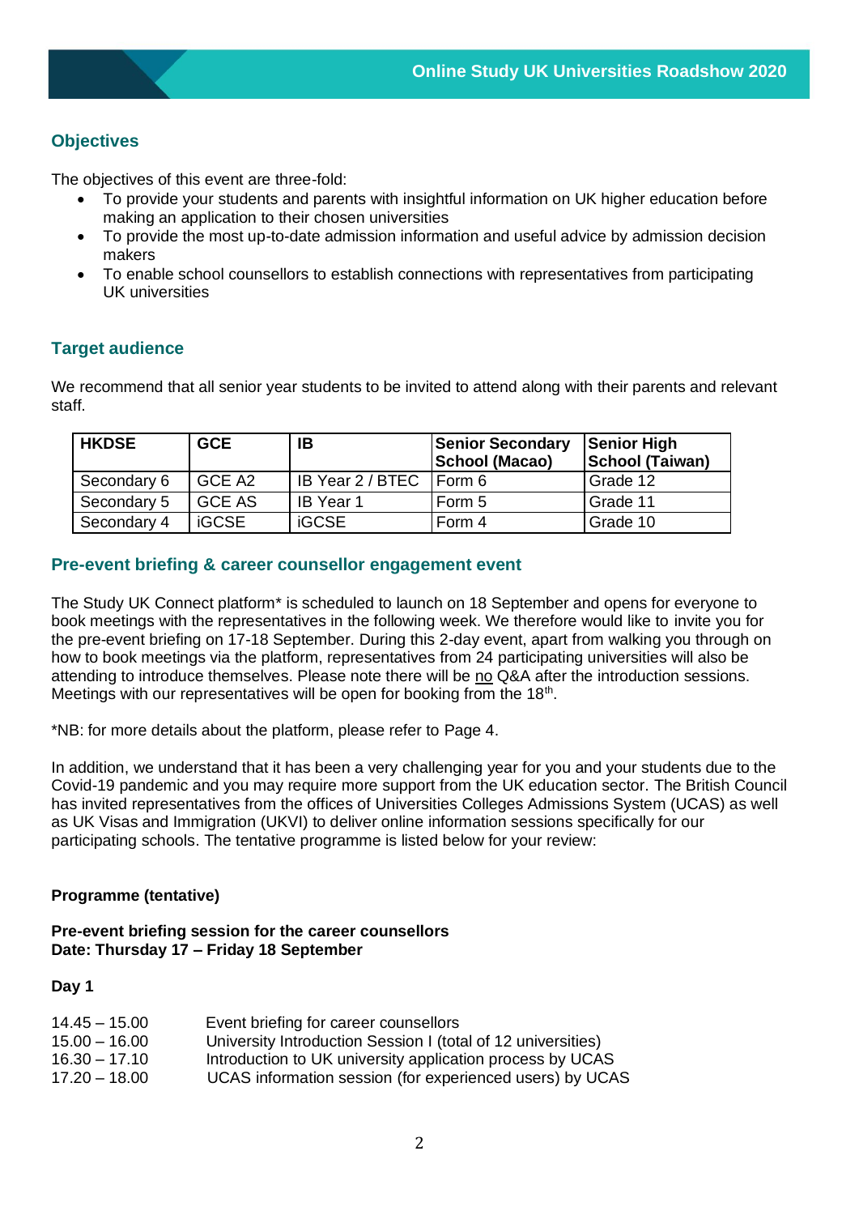## Objectives

The objectives of this event are three-fold:

- To provide your students and parents with insightful information on UK higher education before making an application to their chosen universities
- To provide the most up-to-date admission information and useful advice by admission decision makers
- To enable school counsellors to establish connections with representatives from participating UK universities

## Target audience

We recommend that all senior year students to be invited to attend along with their parents and relevant staff.

| HKDSE | GCE | IB | Senior Secondary School (Macao) | Senior High School (Taiwan) |
|---|---|---|---|---|
| Secondary 6 | GCE A2 | IB Year 2 / BTEC | Form 6 | Grade 12 |
| Secondary 5 | GCE AS | IB Year 1 | Form 5 | Grade 11 |
| Secondary 4 | iGCSE | iGCSE | Form 4 | Grade 10 |

## Pre-event briefing & career counsellor engagement event

The Study UK Connect platform* is scheduled to launch on 18 September and opens for everyone to book meetings with the representatives in the following week. We therefore would like to invite you for the pre-event briefing on 17-18 September. During this 2-day event, apart from walking you through on how to book meetings via the platform, representatives from 24 participating universities will also be attending to introduce themselves. Please note there will be no Q&A after the introduction sessions. Meetings with our representatives will be open for booking from the 18th.

*NB: for more details about the platform, please refer to Page 4.

In addition, we understand that it has been a very challenging year for you and your students due to the Covid-19 pandemic and you may require more support from the UK education sector. The British Council has invited representatives from the offices of Universities Colleges Admissions System (UCAS) as well as UK Visas and Immigration (UKVI) to deliver online information sessions specifically for our participating schools. The tentative programme is listed below for your review:

**Programme (tentative)**

**Pre-event briefing session for the career counsellors**
**Date: Thursday 17 – Friday 18 September**

**Day 1**

| | |
|---|---|
| 14.45 – 15.00 | Event briefing for career counsellors |
| 15.00 – 16.00 | University Introduction Session I (total of 12 universities) |
| 16.30 – 17.10 | Introduction to UK university application process by UCAS |
| 17.20 – 18.00 | UCAS information session (for experienced users) by UCAS |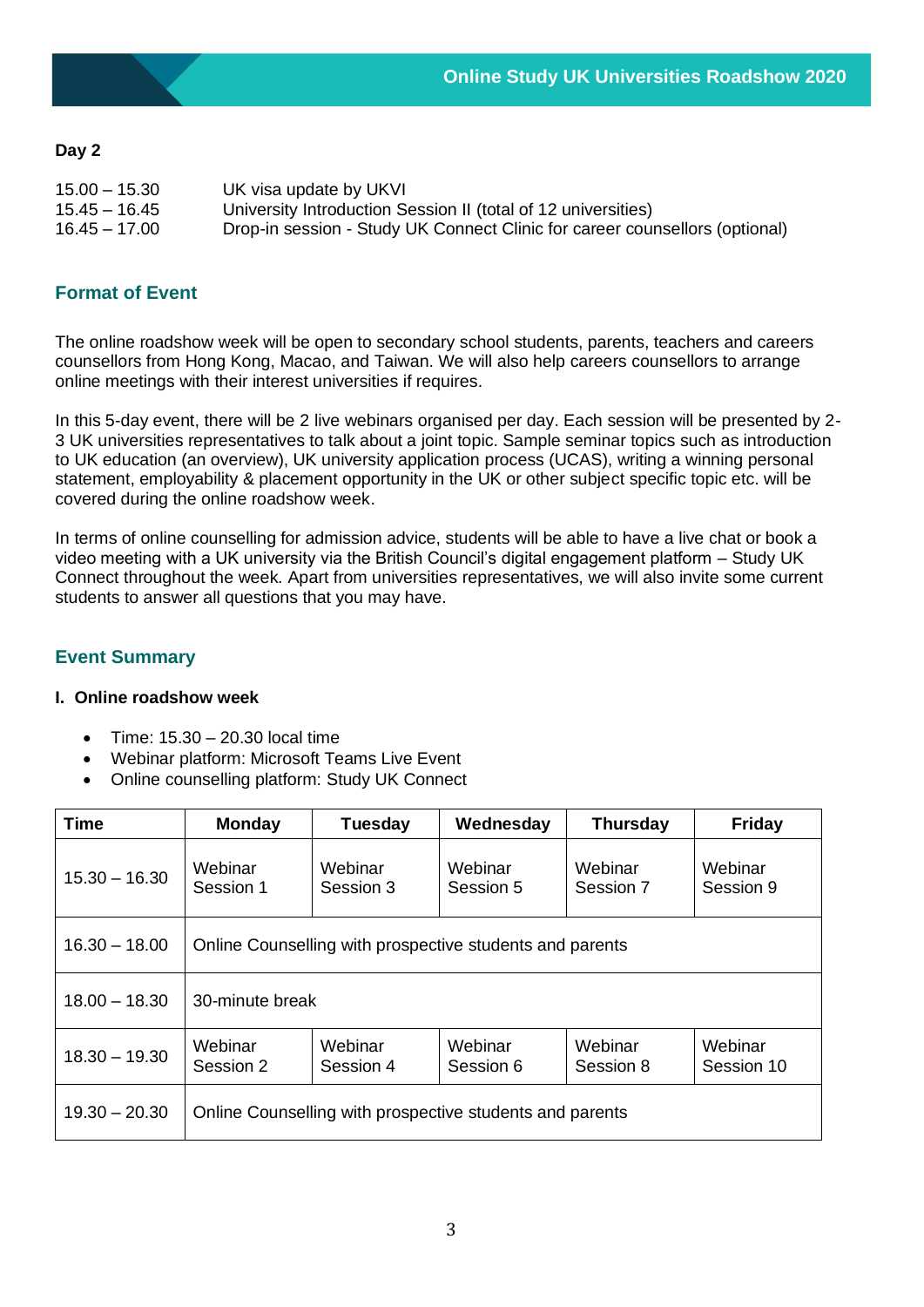**Day 2**

15.00 – 15.30 UK visa update by UKVI
15.45 – 16.45 University Introduction Session II (total of 12 universities)
16.45 – 17.00 Drop-in session - Study UK Connect Clinic for career counsellors (optional)

## Format of Event

The online roadshow week will be open to secondary school students, parents, teachers and careers counsellors from Hong Kong, Macao, and Taiwan. We will also help careers counsellors to arrange online meetings with their interest universities if requires.

In this 5-day event, there will be 2 live webinars organised per day. Each session will be presented by 2-3 UK universities representatives to talk about a joint topic. Sample seminar topics such as introduction to UK education (an overview), UK university application process (UCAS), writing a winning personal statement, employability & placement opportunity in the UK or other subject specific topic etc. will be covered during the online roadshow week.

In terms of online counselling for admission advice, students will be able to have a live chat or book a video meeting with a UK university via the British Council's digital engagement platform – Study UK Connect throughout the week. Apart from universities representatives, we will also invite some current students to answer all questions that you may have.

## Event Summary

### I. Online roadshow week

- Time: 15.30 – 20.30 local time
- Webinar platform: Microsoft Teams Live Event
- Online counselling platform: Study UK Connect

| Time | Monday | Tuesday | Wednesday | Thursday | Friday |
|---|---|---|---|---|---|
| 15.30 – 16.30 | Webinar Session 1 | Webinar Session 3 | Webinar Session 5 | Webinar Session 7 | Webinar Session 9 |
| 16.30 – 18.00 | Online Counselling with prospective students and parents | | | | |
| 18.00 – 18.30 | 30-minute break | | | | |
| 18.30 – 19.30 | Webinar Session 2 | Webinar Session 4 | Webinar Session 6 | Webinar Session 8 | Webinar Session 10 |
| 19.30 – 20.30 | Online Counselling with prospective students and parents | | | | |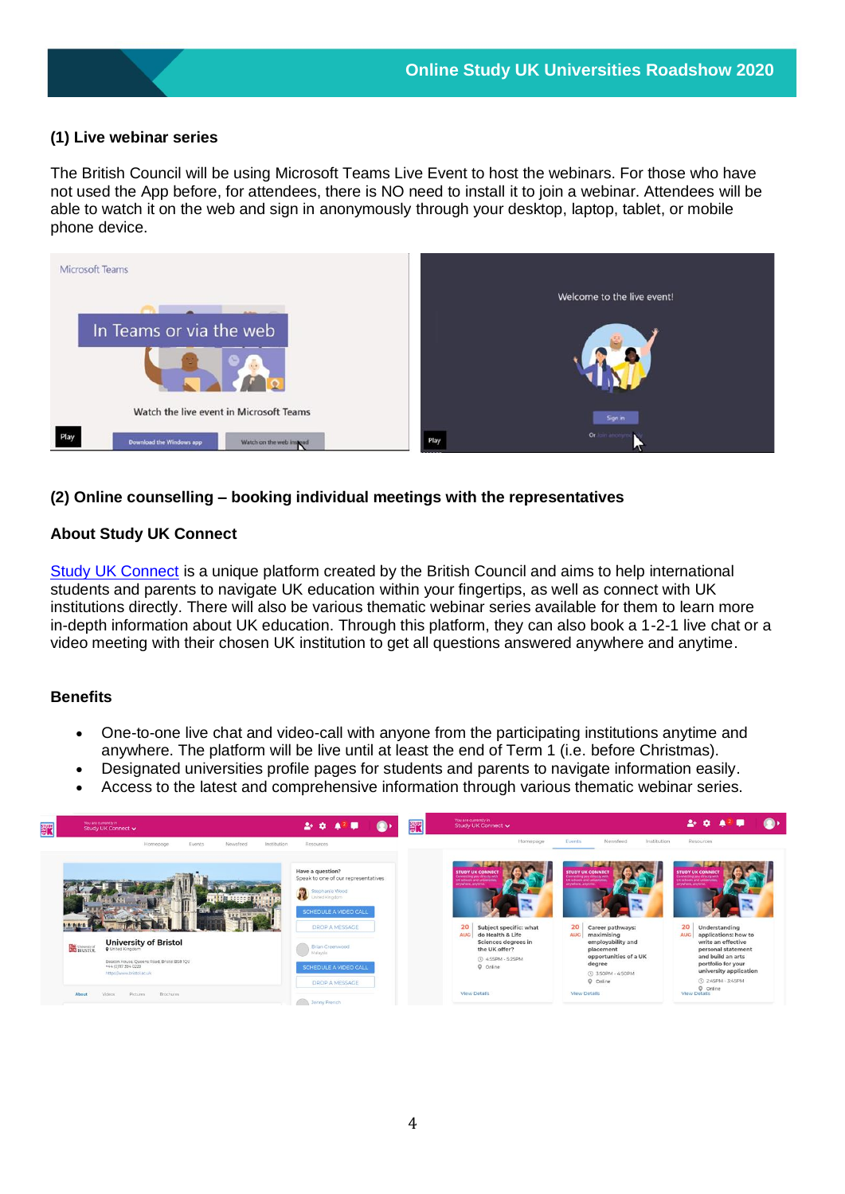### (1) Live webinar series

The British Council will be using Microsoft Teams Live Event to host the webinars. For those who have not used the App before, for attendees, there is NO need to install it to join a webinar. Attendees will be able to watch it on the web and sign in anonymously through your desktop, laptop, tablet, or mobile phone device.

### (2) Online counselling – booking individual meetings with the representatives

#### About Study UK Connect

Study UK Connect is a unique platform created by the British Council and aims to help international students and parents to navigate UK education within your fingertips, as well as connect with UK institutions directly. There will also be various thematic webinar series available for them to learn more in-depth information about UK education. Through this platform, they can also book a 1-2-1 live chat or a video meeting with their chosen UK institution to get all questions answered anywhere and anytime.

#### Benefits

- One-to-one live chat and video-call with anyone from the participating institutions anytime and anywhere. The platform will be live until at least the end of Term 1 (i.e. before Christmas).
- Designated universities profile pages for students and parents to navigate information easily.
- Access to the latest and comprehensive information through various thematic webinar series.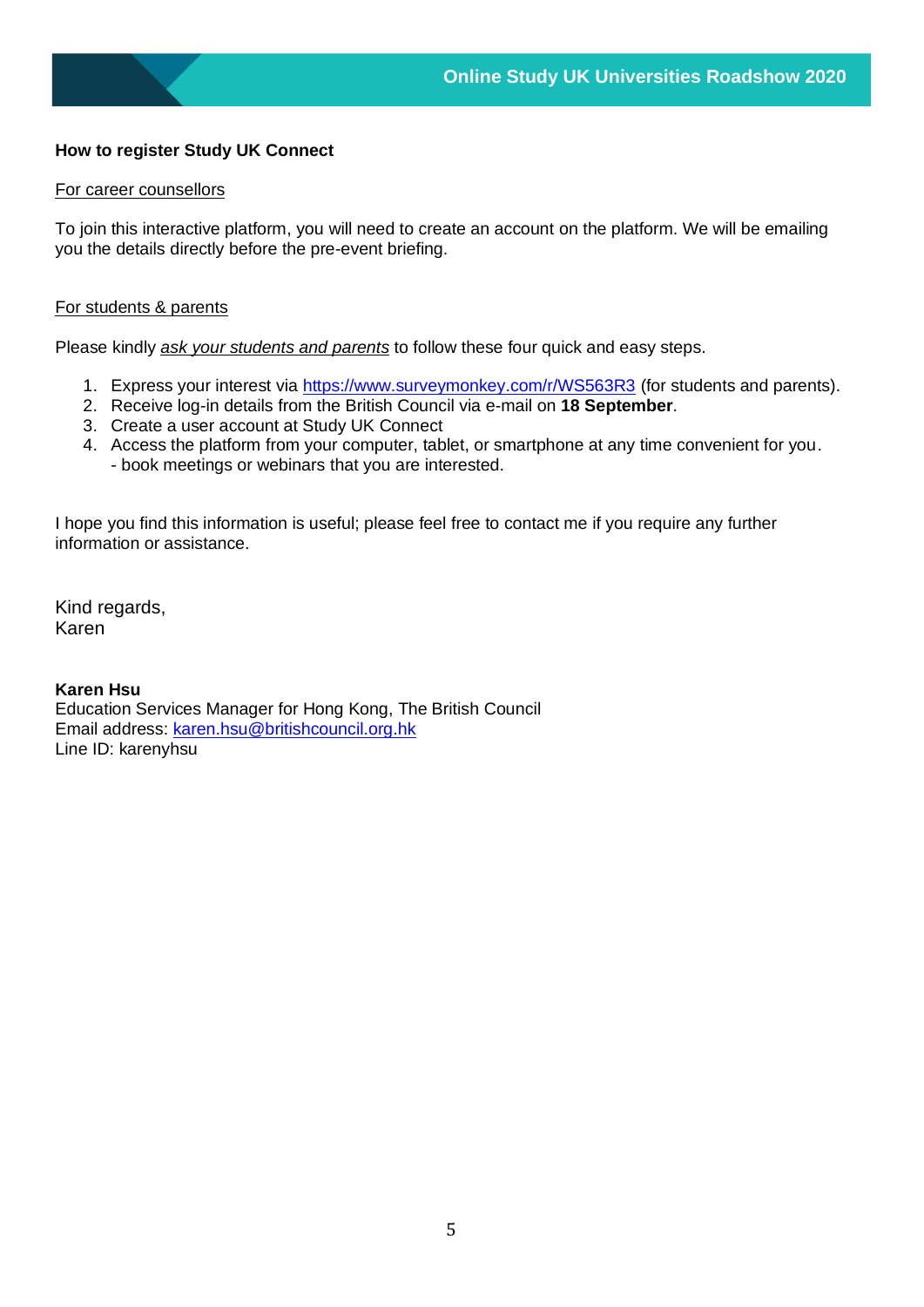**How to register Study UK Connect**

For career counsellors

To join this interactive platform, you will need to create an account on the platform. We will be emailing you the details directly before the pre-event briefing.

For students & parents

Please kindly *ask your students and parents* to follow these four quick and easy steps.

1. Express your interest via https://www.surveymonkey.com/r/WS563R3 (for students and parents).
2. Receive log-in details from the British Council via e-mail on **18 September**.
3. Create a user account at Study UK Connect
4. Access the platform from your computer, tablet, or smartphone at any time convenient for you.
   - book meetings or webinars that you are interested.

I hope you find this information is useful; please feel free to contact me if you require any further information or assistance.

Kind regards,
Karen

**Karen Hsu**
Education Services Manager for Hong Kong, The British Council
Email address: karen.hsu@britishcouncil.org.hk
Line ID: karenyhsu